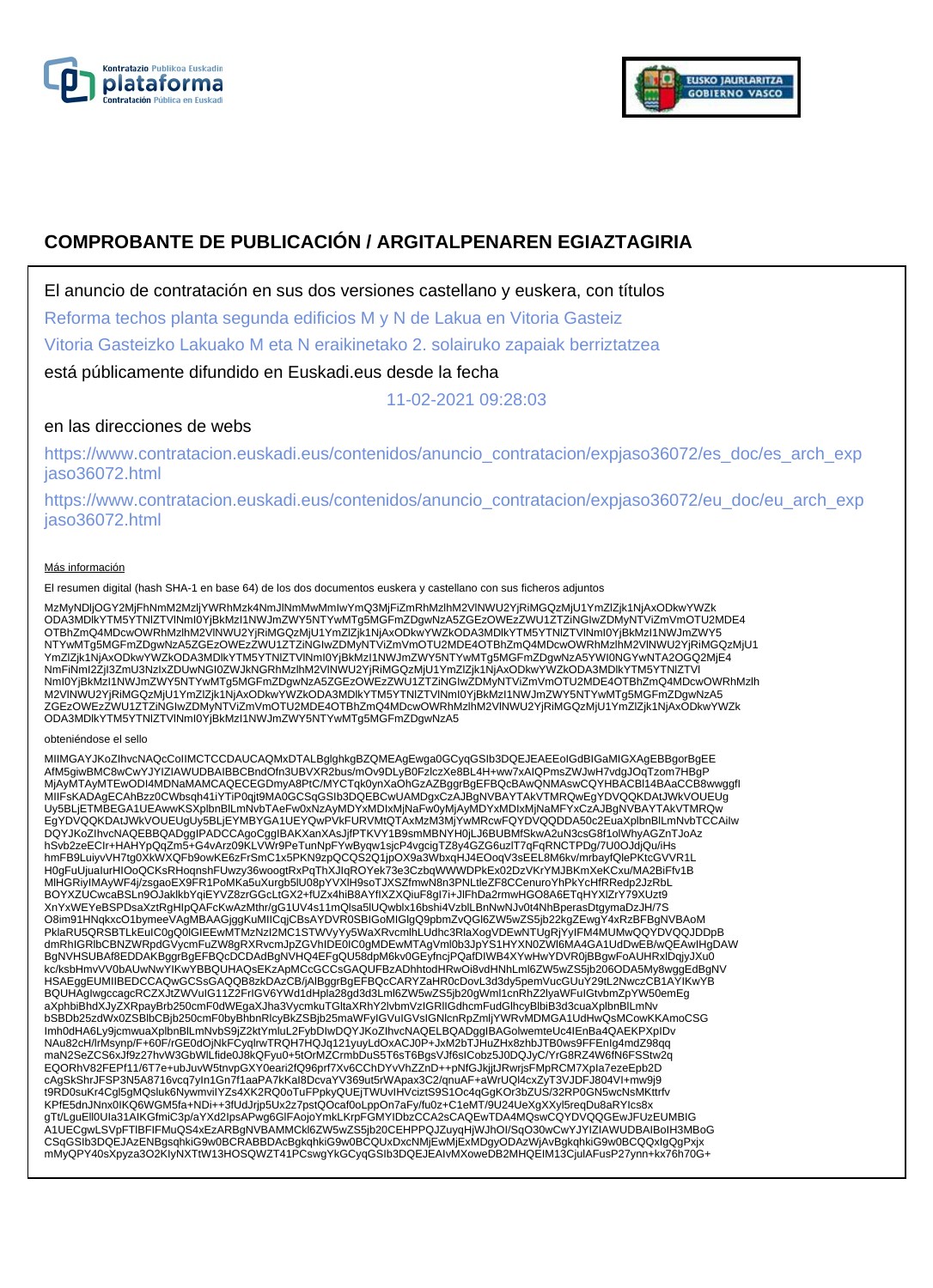# COMPROBANTE DE PUBLICACIÓN / ARGITALPENAREN EGIAZTAGIRIA

El anuncio de contratación en sus dos versiones castellano y euskera, con títulos

Reforma techos planta segunda edificios M y N de Lakua en Vitoria Gasteiz

Vitoria Gasteizko Lakuako M eta N eraikinetako 2. solairuko zapaiak berriztatzea

está públicamente difundido en Euskadi.eus desde la fecha

11-02-2021 09:28:03

en las direcciones de webs

https://www.contratacion.euskadi.eus/contenidos/anuncio_contratacion/expjaso36072/es_doc/es_arch_expjaso36072.html

https://www.contratacion.euskadi.eus/contenidos/anuncio_contratacion/expjaso36072/eu_doc/eu_arch_expjaso36072.html

Más información

El resumen digital (hash SHA-1 en base 64) de los dos documentos euskera y castellano con sus ficheros adjuntos

MzMyNDljOGY2MjFhNmM2MzljYWRhMzk4NmJlNmMwMmIwYmQ3MjFiZmRhMzlhM2VlNWU2YjRiMGQzMjU1YmZlZjk1NjAxODkwYWZk
ODA3MDlkYTM5YTNlZTVlNmI0YjBkMzI1NWJmZWY5NTYwMTg5MGFmZDgwNzA5ZGEzOWEzZWU1ZTZiNGIwZDMyNTViZmVmOTU2MDE4
OTBhZmQ4MDcwOWRhMzlhM2VlNWU2YjRiMGQzMjU1YmZlZjk1NjAxODkwYWZkODA3MDlkYTM5YTNlZTVlNmI0YjBkMzI1NWJmZWY5
NTYwMTg5MGFmZDgwNzA5ZGEzOWEzZWU1ZTZiNGIwZDMyNTViZmVmOTU2MDE4OTBhZmQ4MDcwOWRhMzlhM2VlNWU2YjRiMGQzMjU1
YmZlZjk1NjAxODkwYWZkODA3MDlkYTM5YTNlZTVlNmI0YjBkMzI1NWJmZWY5NTYwMTg5MGFmZDgwNzA5YWI0NGYwNTA2OGQ2MjE4
NmFiNmI2ZjI3ZmU3NzIxZDUwNGI0ZWJkNGRhMzlhM2VlNWU2YjRiMGQzMjU1YmZlZjk1NjAxODkwYWZkODA3MDlkYTM5YTNlZTVl
NmI0YjBkMzI1NWJmZWY5NTYwMTg5MGFmZDgwNzA5ZGEzOWEzZWU1ZTZiNGIwZDMyNTViZmVmOTU2MDE4OTBhZmQ4MDcwOWRhMzlh
M2VlNWU2YjRiMGQzMjU1YmZlZjk1NjAxODkwYWZkODA3MDlkYTM5YTNlZTVlNmI0YjBkMzI1NWJmZWY5NTYwMTg5MGFmZDgwNzA5
ZGEzOWEzZWU1ZTZiNGIwZDMyNTViZmVmOTU2MDE4OTBhZmQ4MDcwOWRhMzlhM2VlNWU2YjRiMGQzMjU1YmZlZjk1NjAxODkwYWZk
ODA3MDlkYTM5YTNlZTVlNmI0YjBkMzI1NWJmZWY5NTYwMTg5MGFmZDgwNzA5

obteniéndose el sello

MIIMGAYJKoZIhvcNAQcCoIIMCTCCDAUCAQMxDTALBglghkgBZQMEAgEwga0GCyqGSIb3DQEJEAEEoIGdBIGaMIGXAgEBBgorBgEE
AfM5giwBMC8wCwYJYIZIAWUDBAIBBCBndOfn3UBVXR2bus/mOv9DLyB0FzlczXe8BL4H+ww7xAIQPmsZWJwH7vdgJOqTzom7HBgP
MjAyMTAyMTEwODI4MDNaMAMCAQECEGDmyA8PtC/MYCTqk0ynXaOhGzAZBggrBgEFBQcBAwQNMAswCQYHBACBl14BAaCCB8wwggfl
MIIFsKADAgECAhBzz0CWbsqh41iYTiP0qjt9MA0GCSqGSIb3DQEBCwUAMDgxCzAJBgNVBAYTAkVTMRQwEgYDVQQKDAtJWkVOUEUg
Uy5BLjETMBEGA1UEAwwKSXplbnBlLmNvbTAeFw0xNzAyMDYxMDIxMjNaFw0yMjAyMDYxMDIxMjNaMFYxCzAJBgNVBAYTAkVTMRQw
EgYDVQQKDAtJWkVOUEUgUy5BLjEYMBYGA1UEYQwPVkFURVMtQTAxMzM3MjYwMRcwFQYDVQQDDA50c2EuaXplbnBlLmNvbTCCAiIw
DQYJKoZIhvcNAQEBBQADggIPADCCAgoCggIBAKXanXAsJjfPTKVY1B9smMBNYH0jLJ6BUBMfSkwA2uN3csG8f1olWhyAGZnTJoAz
hSvb2zeECIr+HAHYpQqZm5+G4vArz09KLVWr9PeTunNpFYwByqw1sjcP4vgcigTZ8y4GZG6uzlT7qFqRNCTPDg/7U0OJdjQu/iHs
hmFB9LuiyvVH7tg0XkWXQFb9owKE6zFrSmC1x5PKN9zpQCQS2Q1jpOX9a3WbxqHJ4EOoqV3sEEL8M6kv/mrbayfQlePKtcGVVR1L
H0gFuJjualurHIOoQCKsRHoqnshFUwzy36woogtRxPqThXJlqROYek73e3CzbqWWWDPkEx02DzVKrYMJBKmXeKCxu/MA2BiFfv1B
MIHGRiylMAyWF4j/zsgaoEX9FR1PoMKa5uXurgb5lU08pYVXlH9soTJXSZfmwN8n3PNLtleZF8CCenuroYhPkYcHfRRedp2JzRbL
BOYXZUCwcaBSLn9OJaklkbYqiEYY2Fz8zrGGcLtGX2+fUZx4hiB8AYflXZXQiuF8gl7i+JlFhDa2rmwHGO8A6ETqHYXlZrY79XUzt9
XnYxWEYeBSPDsaXztRgHlpQAFcKwAzMthr/gG1UV4s11mQlsa5lUQwblx16bshi4VzblLBnNwNJv0t4NhBperasDtgymaDzJH/7S
O8im91HNqkxcO1bymeeVAgMBAAGjggKuMIICqjCBsAYDVR0SBIGoMIGlgQ9pbmZvQGl6ZW5wZS5jb22kgZEwgY4xRzBFBgNVBAoM
PklaRU5QRSBTLkEuIC0gQ0lGIEEwMTMzNzI2MC1STWVyYy5WaXRvcmlhLUdhc3RlaXogVDEwNTUgRjYyIFM4MUMwQQYDVQQJDDpB
dmRhIGRlbCBNZWRpdGVycmFuZW8gRXRvcmJpZGVhIDE0IC0gMDEwMTAgVml0b3JpYS1HYXN0ZWl6MA4GA1UdDwEB/wQEAwIHgDAW
BgNVHSUBAf8EDDAKBggrBgEFBQcDCDAdBgNVHQ4EFgQU58dpM6kv0GEyfncjPQafDIWB4XYwHwYDVR0jBBgwFoAUHRxlDqjyJXu0
kc/ksbHmvVV0bAUwNwYIKwYBBQUHAQsEKzApMCcGCCsGAQUFBzADhhtodHRwOi8vdHNhLml6ZW5wZS5jb206ODA5My8wggEdBgNV
HSAEggEUMIIBEDCCAQwGCSsGAQQB8zkDAzCB/jAlBggrBgEFBQcCARYZaHR0cDovL3d3dy5pemVucGUuY29tL2NwczCB1AYIKwYB
BQUHAgIwgccagcRCZXJtZWVuIG11Z2FrIGV6YWd1dHpla28gd3d3Lml6ZW5wZS5jb20gWml1cnRhZ2lyaWFuIGtvbmZpYW50emEg
aXphbiBhdXJyZXRpayBrb250cmF0dWEgaXJha3VycmkuTGltaXRhY2lvbmVzIGRlIGdhcmFudGlhcyBlbiB3d3cuaXplbnBlLmNv
bSBDb25zdWx0ZSBlbCBjb250cmF0byBhbnRlcyBkZSBjb25maWFyIGVuIGVsIGNlcnRpZmljYWRvMDMGA1UdHwQsMCowKKAmoCSG
Imh0dHA6Ly9jcmwuaXplbnBlLmNvbS9jZ2ktYmluL2FybDIwDQYJKoZIhvcNAQELBQADggIBAGolwemteUc4IEnBa4QAEKPXpIDv
NAu82cH/lrMsynp/F+60F/rGE0dOjNkFCyqlrwTRQH7HQJq121yuyLdOxACJ0P+JxM2bTJHuZHx8zhbJTB0ws9FFEnIg4mdZ98qq
maN2SeZCS6xJf9z27hvW3GbWlLfide0J8kQFyu0+5tOrMZCrmbDuS5T6sT6BgsVJf6slCobz5J0DQJyC/YrG8RZ4W6fN6FSStw2q
EQORhV82FEPf11/6T7e+ubJuvW5tnvpGXY0eari2fQ96prf7Xv6CChDYvVhZZnD++pNfGJkjjtJRwrjsFMpRCM7Xpla7ezeEpb2D
cAgSkShrJFSP3N5A8716vcq7yln1Gn7f1aaPA7kKal8DcvaYV369ut5rWApax3C2/qnuAF+aWrUQl4cxZyT3VJDFJ804VI+mw9j9
t9RD0suKr4Cgl5gMQsluk6NywmvilYZs4XK2RQ0oTuFPpkyQUEjTWUvIHVciztS9S1Oc4qGgKOr3bZUS/32RP0GN5wcNsMKttrfv
KPfE5dnJNnx0IKQ6WGM5fa+NDi++3fUdJrjp5Ux2z7pstQOcaf0oLppOn7aFy/fu0z+C1eMT/9U24UeXgXXyl5reqDu8aRYlcs8x
gTt/LguEll0Ula31AIKGfmiC3p/aYXd2lpsAPwg6GlFAojoYmkLKrpFGMYIDbzCCA2sCAQEwTDA4MQswCQYDVQQGEwJFUzEUMBIG
A1UECgwLSVpFTlBFIFMuQS4xEzARBgNVBAMMCkl6ZW5wZS5jb20CEHPPQJZuyqHjWJhOI/SqO30wCwYJYIZIAWUDBAIBoIH3MBoG
CSqGSIb3DQEJAzENBgsqhkiG9w0BCRABBDAcBgkqhkiG9w0BCQUxDxcNMjEwMjExMDgyODAzWjAvBgkqhkiG9w0BCQQxIgQgPxjx
mMyQPY40sXpyza3O2KlyNXTtW13HOSQWZT41PCswgYkGCyqGSIb3DQEJEAIvMXoweDB2MHQEIM13CjulAFusP27ynn+kx76h70G+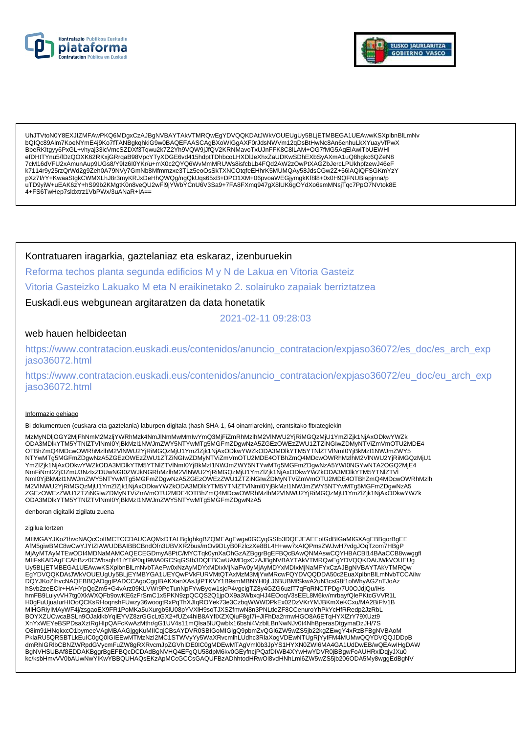UhJTVtoN0Y8EXJIZMFAwPKQ6MDgxCzAJBgNVBAYTAkVTMRQwEgYDVQQKDAtJWkVOUEUgUy5BLjETMBEGA1UEAwwKSXplbnBlLmNv
bQIQc89Alm7KoeNYmE4j9Ko7fTANBgkqhkiG9w0BAQEFAASCAgBXoWIGgAXF0rJdsNWVm12qDsBtHwNc8An6enhuLkXYuayVfPwX
BbeRKItgyy6PxGL+vhyaj33icVmcSZDXf3Tqwu2k7Z2Yh9VQW9jJfQV2KRNMavoTxUJnFFK8C8lLAM+OG7fMG5AqElAwiTbUEWHl
efDHtTYnu5/fDzQOXK62RKxjGRrqaB98VpcYTyXDGE6vd415hdptTDhbcoLHXDlJeXhxZaUDKwSDhEXbSyAXmA1uQ8hgkc6QZeN8
7cM16dVFU2xAmunAup9UGs8/Y9lz6I0YKr/u+mX0c2QYQ6WvMmMRUWs8isfcbLb4FQd2AW2zOwPtXAGZbJercLPUkhpfzewJ46eF
k7114r9y25rzQrWd2g9Zeh0A79NVy7GmNb8Mfmmzxe3TLz5eoOsSkTXNCOtqfeEHhrK5MUMQAy58JdsCGw2Z+56lAQiQFSGKmYzY
pXz7l/rY+KwaaStgkCWMXLhJ8r3myKRJxDeHhQWQg/ngQkUqs65xB+DPO1XM+06pvoaWEGjymgkKf8l8+0x0H9QFNUBiapjnna/p
uTD9yiW+uEAK6zY+hS99b2KMgtK0n8veQU2wFl9jYWbYCnU6V3Sa9+7FA8FXmq947gX8lUK6gOYdXo6smMNsjTqc7PpO7NVtok8E
4+FS6TwHep7sldxtrz1VbPWx/3uANaR+IA==

Kontratuaren iragarkia, gaztelaniaz eta eskaraz, izenburuekin

Reforma techos planta segunda edificios M y N de Lakua en Vitoria Gasteiz

Vitoria Gasteizko Lakuako M eta N eraikinetako 2. solairuko zapaiak berriztatzea

Euskadi.eus webgunean argitaratzen da data honetatik

2021-02-11 09:28:03

web hauen helbideetan

https://www.contratacion.euskadi.eus/contenidos/anuncio_contratacion/expjaso36072/es_doc/es_arch_expjaso36072.html

https://www.contratacion.euskadi.eus/contenidos/anuncio_contratacion/expjaso36072/eu_doc/eu_arch_expjaso36072.html

Informazio gehiago

Bi dokumentuen (euskara eta gaztelania) laburpen digitala (hash SHA-1, 64 oinarriarekin), erantsitako fitxategiekin

MzMyNDljOGY2MjFhNmM2MzljYWRhMzk4NmJlNmMwMmIwYmQ3MjFiZmRhMzlhM2VlNWU2YjRiMGQzMjU1YmZlZjk1NjAxODkwYWZk
ODA3MDlkYTM5YTNlZTVlNmI0YjBkMzI1NWJmZWY5NTYwMTg5MGFmZDgwNzA5ZGEzOWEzZWU1ZTZiNGIwZDMyNTViZmVmOTU2MDE4
OTBhZmQ4MDcwOWRhMzlhM2VlNWU2YjRiMGQzMjU1YmZlZjk1NjAxODkwYWZkODA3MDlkYTM5YTNlZTVlNmI0YjBkMzI1NWJmZWY5
NTYwMTg5MGFmZDgwNzA5ZGEzOWEzZWU1ZTZiNGIwZDMyNTViZmVmOTU2MDE4OTBhZmQ4MDcwOWRhMzlhM2VlNWU2YjRiMGQzMjU1
YmZlZjk1NjAxODkwYWZkODA3MDlkYTM5YTNlZTVlNmI0YjBkMzI1NWJmZWY5NTYwMTg5MGFmZDgwNzA5YWI0NGYwNTA2OGQ2MjE4
NmFiNmI2ZjI3ZmU3NzIxZDUwNGI0ZWJkNGRhMzlhM2VlNWU2YjRiMGQzMjU1YmZlZjk1NjAxODkwYWZkODA3MDlkYTM5YTNlZTVl
NmI0YjBkMzI1NWJmZWY5NTYwMTg5MGFmZDgwNzA5ZGEzOWEzZWU1ZTZiNGIwZDMyNTViZmVmOTU2MDE4OTBhZmQ4MDcwOWRhMzlh
M2VlNWU2YjRiMGQzMjU1YmZlZjk1NjAxODkwYWZkODA3MDlkYTM5YTNlZTVlNmI0YjBkMzI1NWJmZWY5NTYwMTg5MGFmZDgwNzA5
ZGEzOWEzZWU1ZTZiNGIwZDMyNTViZmVmOTU2MDE4OTBhZmQ4MDcwOWRhMzlhM2VlNWU2YjRiMGQzMjU1YmZlZjk1NjAxODkwYWZk
ODA3MDlkYTM5YTNlZTVlNmI0YjBkMzI1NWJmZWY5NTYwMTg5MGFmZDgwNzA5

denboran digitalki zigilatu zuena

zigilua lortzen

MIIMGAYJKoZIhvcNAQcCoIIMCTCCDAUCAQMxDTALBglghkgBZQMEAgEwga0GCyqGSIb3DQEJEAEEoIGdBIGaMIGXAgEBBgorBgEE
AfM5giwBMC8wCwYJYIZIAWUDBAIBBCBndOfn3UBVXR2bus/mOv9DLyB0FzlczXe8BL4H+ww7xAIQPmsZWJwH7vdgJOqTzom7HBgP
MjAyMTAyMTEwODI4MDNaMAMCAQECEGDmyA8PtC/MYCTqk0ynXaOhGzAZBggrBgEFBQcBAwQNMAswCQYHBACBl14BAaCCB8wwggfl
MIIFsKADAgECAhBzz0CWbsqh41iYTiP0qjt9MA0GCSqGSIb3DQEBCwUAMDgxCzAJBgNVBAYTAkVTMRQwEgYDVQQKDAtJWkVOUEUg
Uy5BLjETMBEGA1UEAwwKSXplbnBlLmNvbTAeFw0xNzAyMDYxMDIxMjNaFw0yMjAyMDYxMDIxMjNaMFYxCzAJBgNVBAYTAkVTMRQw
EgYDVQQKDAtJWkVOUEUgUy5BLjEYMBYGA1UEYQwPVkFURVMtQTAxMzM3MjYwMRcwFQYDVQQDDA50c2EuaXplbnBlLmNvbTCCAilw
DQYJKoZIhvcNAQEBBQADggIPADCCAgoCggIBAKXanXAsJjfPTKVY1B9smMBNYH0jLJ6BUBMfSkwA2uN3csG8f1olWhyAGZnTJoAz
hSvb2zeECIr+HAHYpQqZm5+G4vArz09KLVWr9PeTunNpFYwByqw1sjcP4vgcigTZ8y4GZG6uzlT7qFqRNCTPDg/7U0OJdjQu/iHs
hmFB9LuiyvVH7tg0XkWXQFb9owKE6zFrSmC1x5PKN9zpQCQS2Q1jpOX9a3WbxqHJ4EOoqV3sEEL8M6kv/mrbayfQlePKtcGVVR1L
H0gFuUjuaIurHIOoQCKsRHoqnshFUwzy36woogtRxPqThXJlqROYek73e3CzbqWWWDPkEx02DzVKrYMJBKmXeKCxu/MA2BiFfv1B
MlHGRiylMAyWF4j/zsgaoEX9FR1PoMKa5uXurgb5lU08pYVXlH9soTJXSZfmwN8n3PNLtleZF8CCenuroYhPkYcHfRRedp2JzRbL
BOYXZUCwcaBSLn9OJakIkbYqiEYVZ8zrGGcLtGX2+fUZx4hiB8AYflXZXQiuF8gI7i+JlFhDa2rmwHGO8A6ETqHYXlZrY79XUzt9
XnYxWEYeBSPDsaXztRgHIpQAFcKwAzMthr/gG1UV4s11mQlsa5lUQwblx16bshi4VzblLBnNwNJv0t4NhBperasDtgymaDzJH/7S
O8im91HNqkxcO1bymeeVAgMBAAGjggKuMIICqjCBsAYDVR0SBIGoMIGlgQ9pbmZvQGl6ZW5wZS5jb22kgZEwgY4xRzBFBgNVBAoM
PklaRU5QRSBTLkEuIC0gQ0lGIEEwMTMzNzI2MC1STWVyYy5WaXRvcmlhLUdhc3RlaXogVDEwNTUgRjYyIFM4MUMwQQYDVQQJDDpB
dmRhIGRlbCBNZWRpdGVycmFuZW8gRXRvcmJpZGVhIDE0IC0gMDEwMTAgVml0b3JpYS1HYXN0ZWl6MA4GA1UdDwEB/wQEAwIHgDAW
BgNVHSUBAf8EDDAKBggrBgEFBQcDCDAdBgNVHQ4EFgQU58dpM6kv0GEyfncjPQafDIWB4XYwHwYDVR0jBBgwFoAUHRxlDqjyJXu0
kc/ksbHmvVV0bAUwNwYIKwYBBQUHAQsEKzApMCcGCCsGAQUFBzADhhtodHRwOi8vdHNhLml6ZW5wZS5jb206ODA5My8wggEdBgNV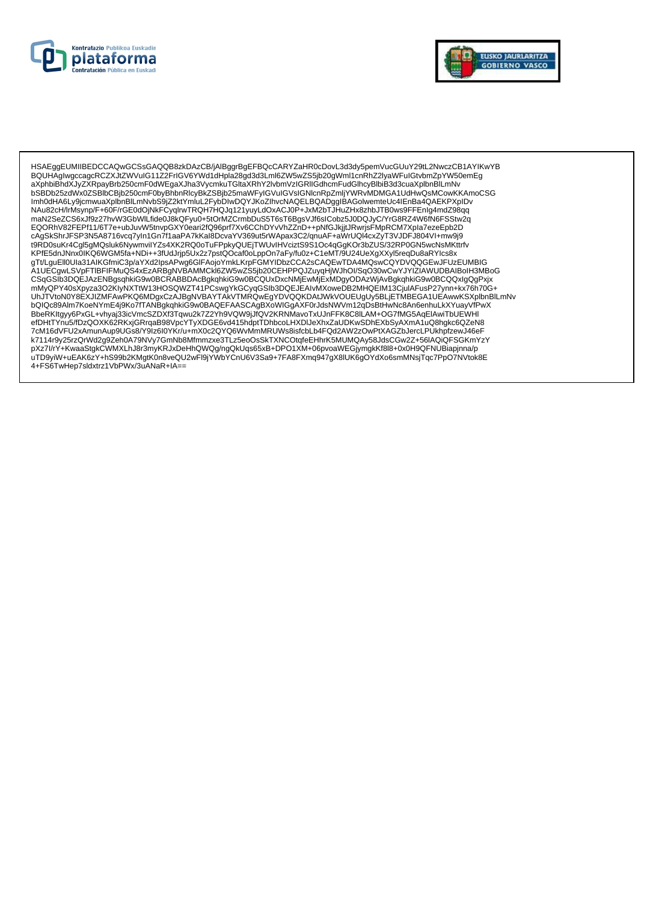HSAEggEUMIIBEDCCAQwGCSsGAQQB8zkDAzCB/jAlBggrBgEFBQcCARYZaHR0cDovL3d3dy5pemVucGUuY29tL2NwczCB1AYIKwYB
BQUHAgIwgccagcRCZXJtZWVuIG11Z2FrIGV6YWd1dHpla28gd3d3Lml6ZW5wZS5jb20gWml1cnRhZ2lyaWFuIGtvbmZpYW50emEg
aXphbiBhdXJyZXRpayBrb250cmF0dWEgaXJha3VycmkuTGltaXRhY2lvbmVzIGRlIGdhcmFudGlhcyBlbiB3d3cuaXplbnBlLmNv
bSBDb25zdWx0ZSBlbCBjb250cmF0byBhbnRlcyBkZSBjb25maWFyIGVuIGVsIGNlcnRpZmljYWRvMDMGA1UdHwQsMCowKKAmoCSG
Imh0dHA6Ly9jcmwuaXplbnBlLmNvbS9jZ2ktYmluL2FybDIwDQYJKoZIhvcNAQELBQADggIBAGolwemteUc4lEnBa4QAEKPXpIDv
NAu82cH/lrMsynp/F+60F/rGE0dOjNkFCyqlrwTRQH7HQJq121yuyLdOxACJ0P+JxM2bTJHuZHx8zhbJTB0ws9FFEnIg4mdZ98qq
maN2SeZCS6xJf9z27hvW3GbWlLfide0J8kQFyu0+5tOrMZCrmbDuS5T6sT6BgsVJf6slCobz5J0DQJyC/YrG8RZ4W6fN6FSStw2q
EQORhV82FEPf11/6T7e+ubJuvW5tnvpGXY0eari2fQ96prf7Xv6CChDYvVhZZnD++pNfGJkjjtJRwrjsFMpRCM7XpIa7ezeEpb2D
cAgSkShrJFSP3N5A8716vcq7yIn1Gn7f1aaPA7kKaI8DcvaYV369ut5rWApax3C2/qnuAF+aWrUQl4cxZyT3VJDFJ804VI+mw9j9
t9RD0suKr4Cgl5gMQsluk6NywmvilYZs4XK2RQ0oTuFPpkyQUEjTWUvIHVciztS9S1Oc4qGgKOr3bZUS/32RP0GN5wcNsMKttrfv
KPfE5dnJNnx0IKQ6WGM5fa+NDi++3fUdJrjp5Ux2z7pstQOcaf0oLppOn7aFy/fu0z+C1eMT/9U24UeXgXXyl5reqDu8aRYIcs8x
gTf/LguEll0UIa31AIKGfmiC3p/aYXd2IpsAPwg6GIFAojoYmkLKrpFGMYIDbzCCA2sCAQEwTDA4MQswCQYDVQQGEwJFUzEUMBIG
A1UECgwLSVpFTlBFIFMuQS4xEzARBgNVBAMMCkl6ZW5wZS5jb20CEHPPQJZuyqHjWJhOI/SqO30wCwYJYIZIAWUDBAIBoIH3MBoG
CSqGSIb3DQEJAzENBgsqhkiG9w0BCRABBDAcBgkqhkiG9w0BCQUxDxcNMjEwMjExMDgyODAzWjAvBgkqhkiG9w0BCQQxIgQgPxjx
mMyQPY40sXpyza3O2KIyNXTtW13HOSQWZT41PCswgYkGCyqGSIb3DQEJEAIvMXoweDB2MHQEIM13CjulAFusP27ynn+kx76h70G+
UhJTVtoN0Y8EXJIZMFAwPKQ6MDgxCzAJBgNVBAYTAkVTMRQwEgYDVQQKDAtJWkVOUEUgUy5BLjETMBEGA1UEAwwKSXplbnBlLmNv
bQIQc89Alm7KoeNYmE4j9Ko7fTANBgkqhkiG9w0BAQEFAASCAgBXoWIGgAXF0rJdsNWVm12qDsBtHwNc8An6enhuLkXYuayVfPwX
BbeRKItgyy6PxGL+vhyaj33icVmcSZDXf3Tqwu2k7Z2Yh9VQW9jJfQV2KRNMavoTxUJnFFK8C8lLAM+OG7fMG5AqElAwiTbUEWHl
efDHtTYnu5/fDzQOXK62RKxjGRrqaB98VpcYTyXDGE6vd415hdptTDhbcoLHXDlJeXhxZaUDKwSDhEXbSyAXmA1uQ8hgkc6QZeN8
7cM16dVFU2xAmunAup9UGs8/Y9Iz6I0YKr/u+mX0c2QYQ6WvMmMRUWs8isfcbLb4FQd2AW2zOwPtXAGZbJercLPUkhpfzewJ46eF
k7114r9y25rzQrWd2g9Zeh0A79NVy7GmNb8Mfmmzxe3TLz5eoOsSkTXNCOtqfeEHhrK5MUMQAy58JdsCGw2Z+56lAQiQFSGKmYzY
pXz7l/rY+KwaaStgkCWMXLhJ8r3myKRJxDeHhQWQg/ngQkUqs65xB+DPO1XM+06pvoaWEGjymgkKf8l8+0x0H9QFNUBiapjnna/p
uTD9yiW+uEAK6zY+hS99b2KMgtK0n8veQU2wFl9jYWbYCnU6V3Sa9+7FA8FXmq947gX8lUK6gOYdXo6smMNsjTqc7PpO7NVtok8E
4+FS6TwHep7sldxtrz1VbPWx/3uANaR+IA==